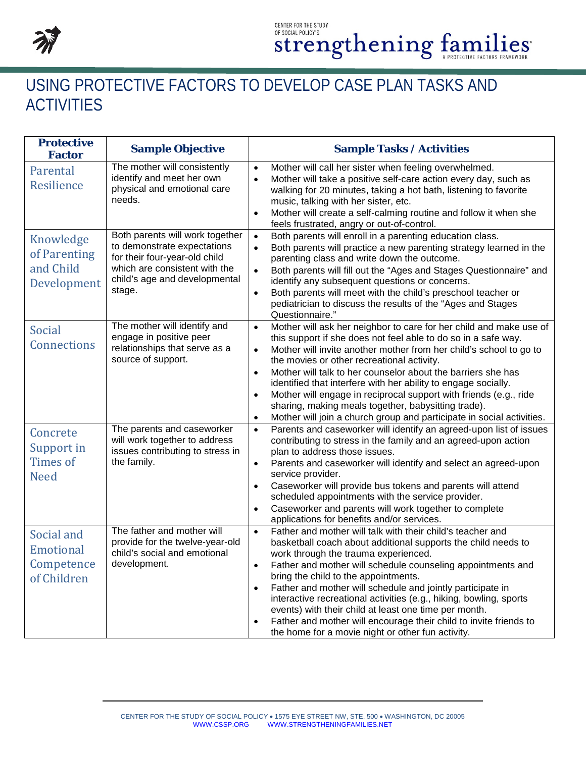# USING PROTECTIVE FACTORS TO DEVELOP CASE PLAN TASKS AND ACTIVITIES

| Protective Factor | Sample Objective | Sample Tasks / Activities |
|---|---|---|
| Parental Resilience | The mother will consistently identify and meet her own physical and emotional care needs. | • Mother will call her sister when feeling overwhelmed.<br>• Mother will take a positive self-care action every day, such as walking for 20 minutes, taking a hot bath, listening to favorite music, talking with her sister, etc.<br>• Mother will create a self-calming routine and follow it when she feels frustrated, angry or out-of-control. |
| Knowledge of Parenting and Child Development | Both parents will work together to demonstrate expectations for their four-year-old child which are consistent with the child's age and developmental stage. | • Both parents will enroll in a parenting education class.<br>• Both parents will practice a new parenting strategy learned in the parenting class and write down the outcome.<br>• Both parents will fill out the "Ages and Stages Questionnaire" and identify any subsequent questions or concerns.<br>• Both parents will meet with the child's preschool teacher or pediatrician to discuss the results of the "Ages and Stages Questionnaire." |
| Social Connections | The mother will identify and engage in positive peer relationships that serve as a source of support. | • Mother will ask her neighbor to care for her child and make use of this support if she does not feel able to do so in a safe way.<br>• Mother will invite another mother from her child's school to go to the movies or other recreational activity.<br>• Mother will talk to her counselor about the barriers she has identified that interfere with her ability to engage socially.<br>• Mother will engage in reciprocal support with friends (e.g., ride sharing, making meals together, babysitting trade).<br>• Mother will join a church group and participate in social activities. |
| Concrete Support in Times of Need | The parents and caseworker will work together to address issues contributing to stress in the family. | • Parents and caseworker will identify an agreed-upon list of issues contributing to stress in the family and an agreed-upon action plan to address those issues.<br>• Parents and caseworker will identify and select an agreed-upon service provider.<br>• Caseworker will provide bus tokens and parents will attend scheduled appointments with the service provider.<br>• Caseworker and parents will work together to complete applications for benefits and/or services. |
| Social and Emotional Competence of Children | The father and mother will provide for the twelve-year-old child's social and emotional development. | • Father and mother will talk with their child's teacher and basketball coach about additional supports the child needs to work through the trauma experienced.<br>• Father and mother will schedule counseling appointments and bring the child to the appointments.<br>• Father and mother will schedule and jointly participate in interactive recreational activities (e.g., hiking, bowling, sports events) with their child at least one time per month.<br>• Father and mother will encourage their child to invite friends to the home for a movie night or other fun activity. |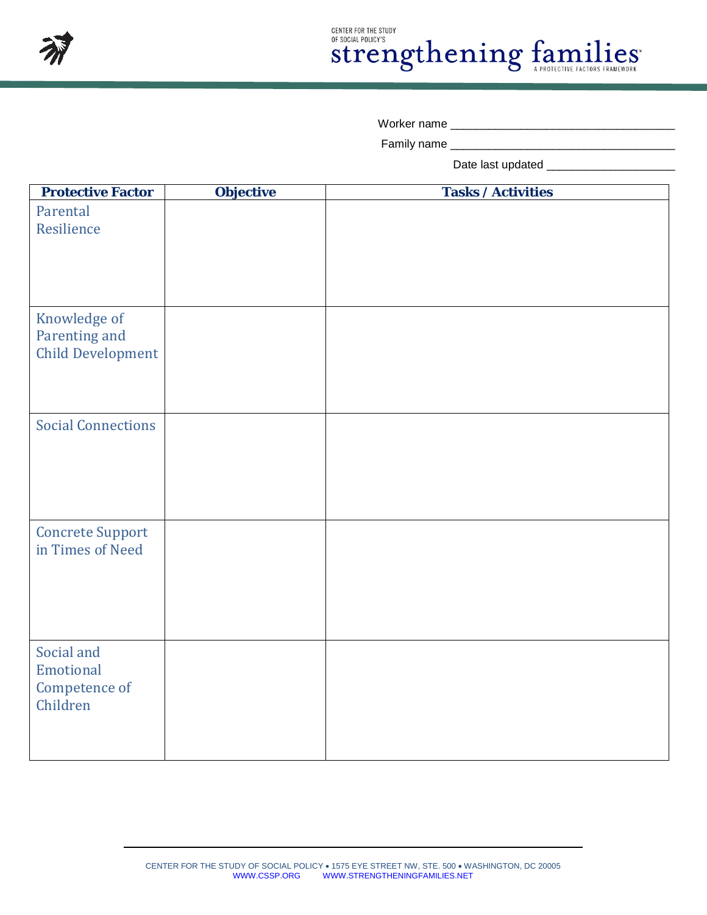Worker name ___________________________________

Family name ___________________________________

Date last updated ____________________

| Protective Factor | Objective | Tasks / Activities |
|---|---|---|
| Parental Resilience | | |
| Knowledge of Parenting and Child Development | | |
| Social Connections | | |
| Concrete Support in Times of Need | | |
| Social and Emotional Competence of Children | | |